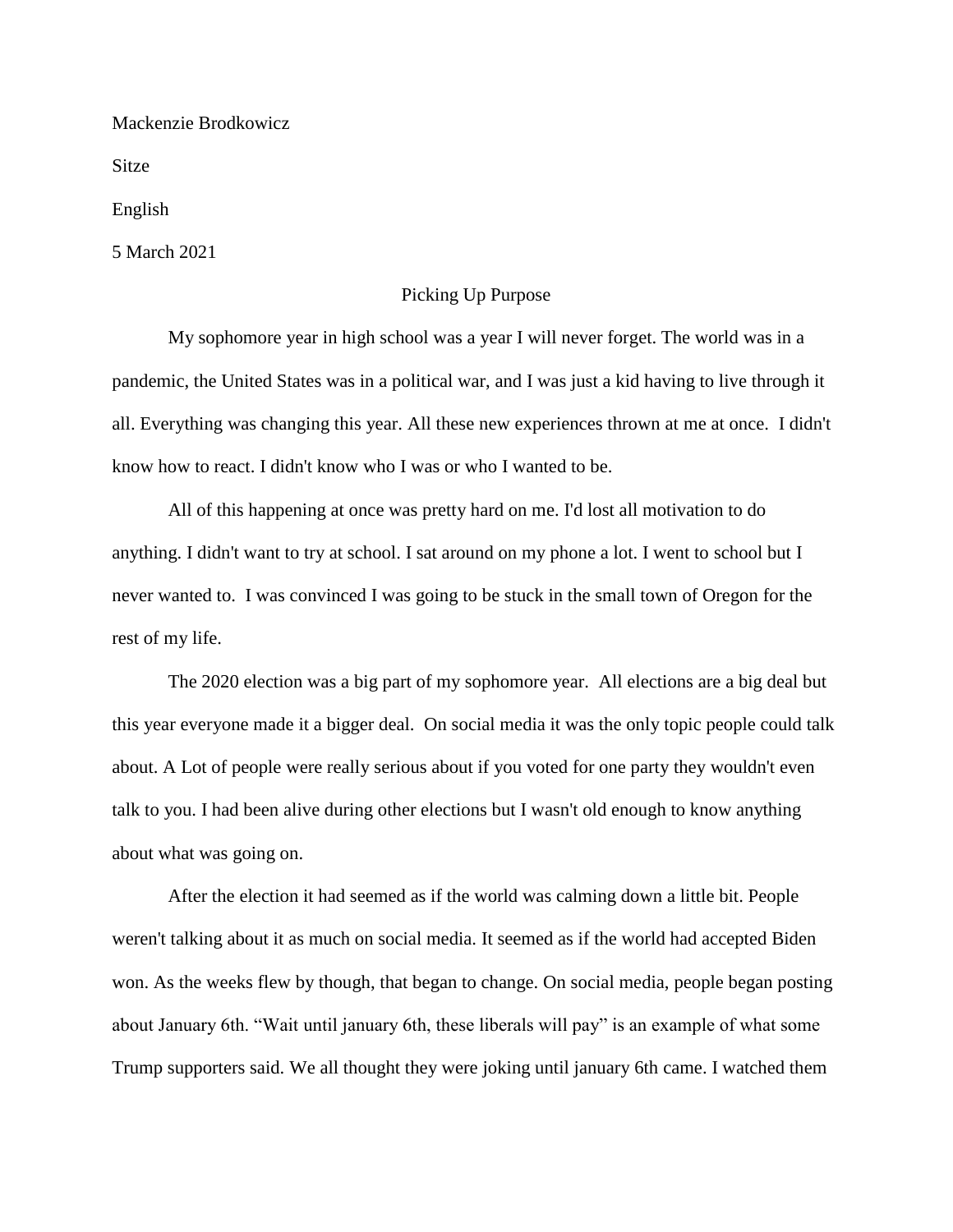Mackenzie Brodkowicz

Sitze

English

5 March 2021

## Picking Up Purpose

My sophomore year in high school was a year I will never forget. The world was in a pandemic, the United States was in a political war, and I was just a kid having to live through it all. Everything was changing this year. All these new experiences thrown at me at once. I didn't know how to react. I didn't know who I was or who I wanted to be.

All of this happening at once was pretty hard on me. I'd lost all motivation to do anything. I didn't want to try at school. I sat around on my phone a lot. I went to school but I never wanted to. I was convinced I was going to be stuck in the small town of Oregon for the rest of my life.

The 2020 election was a big part of my sophomore year. All elections are a big deal but this year everyone made it a bigger deal. On social media it was the only topic people could talk about. A Lot of people were really serious about if you voted for one party they wouldn't even talk to you. I had been alive during other elections but I wasn't old enough to know anything about what was going on.

After the election it had seemed as if the world was calming down a little bit. People weren't talking about it as much on social media. It seemed as if the world had accepted Biden won. As the weeks flew by though, that began to change. On social media, people began posting about January 6th. "Wait until january 6th, these liberals will pay" is an example of what some Trump supporters said. We all thought they were joking until january 6th came. I watched them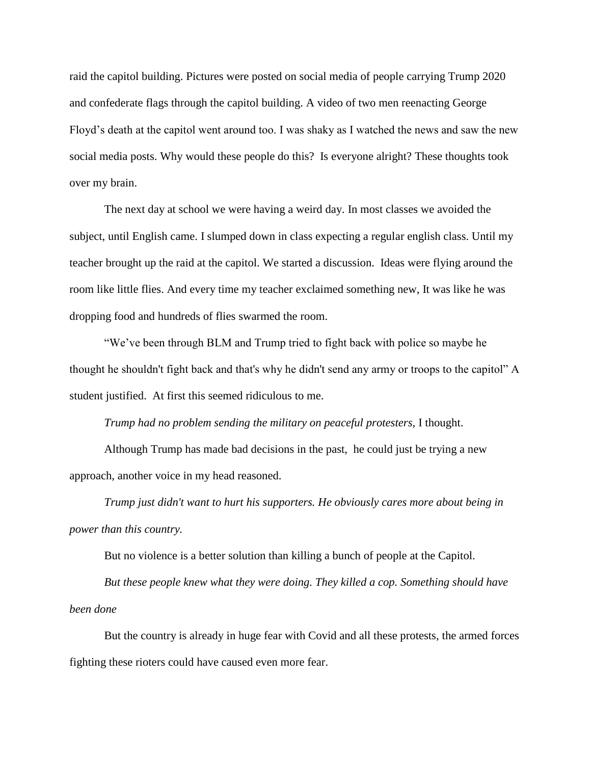raid the capitol building. Pictures were posted on social media of people carrying Trump 2020 and confederate flags through the capitol building. A video of two men reenacting George Floyd's death at the capitol went around too. I was shaky as I watched the news and saw the new social media posts. Why would these people do this? Is everyone alright? These thoughts took over my brain.

The next day at school we were having a weird day. In most classes we avoided the subject, until English came. I slumped down in class expecting a regular english class. Until my teacher brought up the raid at the capitol. We started a discussion. Ideas were flying around the room like little flies. And every time my teacher exclaimed something new, It was like he was dropping food and hundreds of flies swarmed the room.

"We've been through BLM and Trump tried to fight back with police so maybe he thought he shouldn't fight back and that's why he didn't send any army or troops to the capitol" A student justified. At first this seemed ridiculous to me.

*Trump had no problem sending the military on peaceful protesters,* I thought.

Although Trump has made bad decisions in the past, he could just be trying a new approach, another voice in my head reasoned.

*Trump just didn't want to hurt his supporters. He obviously cares more about being in power than this country.*

But no violence is a better solution than killing a bunch of people at the Capitol.

*But these people knew what they were doing. They killed a cop. Something should have been done*

But the country is already in huge fear with Covid and all these protests, the armed forces fighting these rioters could have caused even more fear.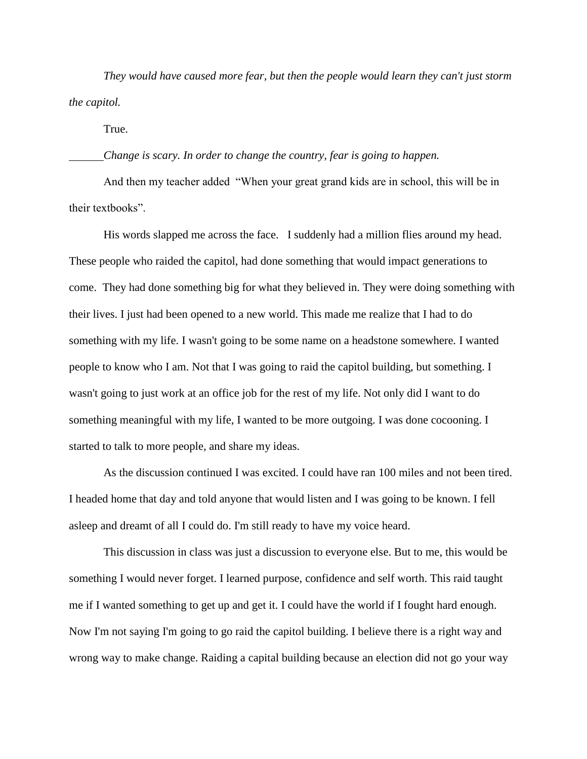*They would have caused more fear, but then the people would learn they can't just storm the capitol.*

True.

*Change is scary. In order to change the country, fear is going to happen.*

And then my teacher added "When your great grand kids are in school, this will be in their textbooks".

His words slapped me across the face. I suddenly had a million flies around my head. These people who raided the capitol, had done something that would impact generations to come. They had done something big for what they believed in. They were doing something with their lives. I just had been opened to a new world. This made me realize that I had to do something with my life. I wasn't going to be some name on a headstone somewhere. I wanted people to know who I am. Not that I was going to raid the capitol building, but something. I wasn't going to just work at an office job for the rest of my life. Not only did I want to do something meaningful with my life, I wanted to be more outgoing. I was done cocooning. I started to talk to more people, and share my ideas.

As the discussion continued I was excited. I could have ran 100 miles and not been tired. I headed home that day and told anyone that would listen and I was going to be known. I fell asleep and dreamt of all I could do. I'm still ready to have my voice heard.

This discussion in class was just a discussion to everyone else. But to me, this would be something I would never forget. I learned purpose, confidence and self worth. This raid taught me if I wanted something to get up and get it. I could have the world if I fought hard enough. Now I'm not saying I'm going to go raid the capitol building. I believe there is a right way and wrong way to make change. Raiding a capital building because an election did not go your way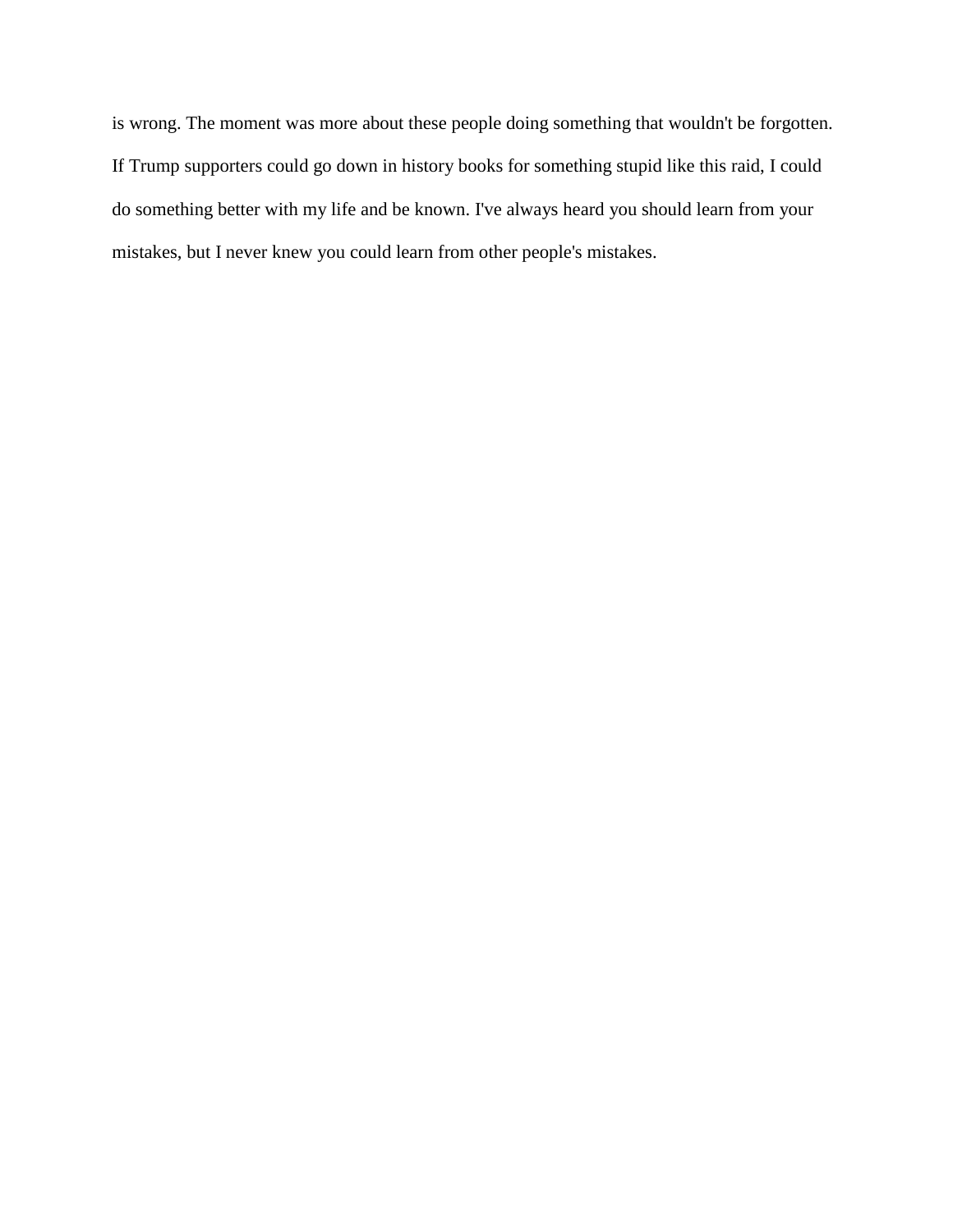is wrong. The moment was more about these people doing something that wouldn't be forgotten. If Trump supporters could go down in history books for something stupid like this raid, I could do something better with my life and be known. I've always heard you should learn from your mistakes, but I never knew you could learn from other people's mistakes.